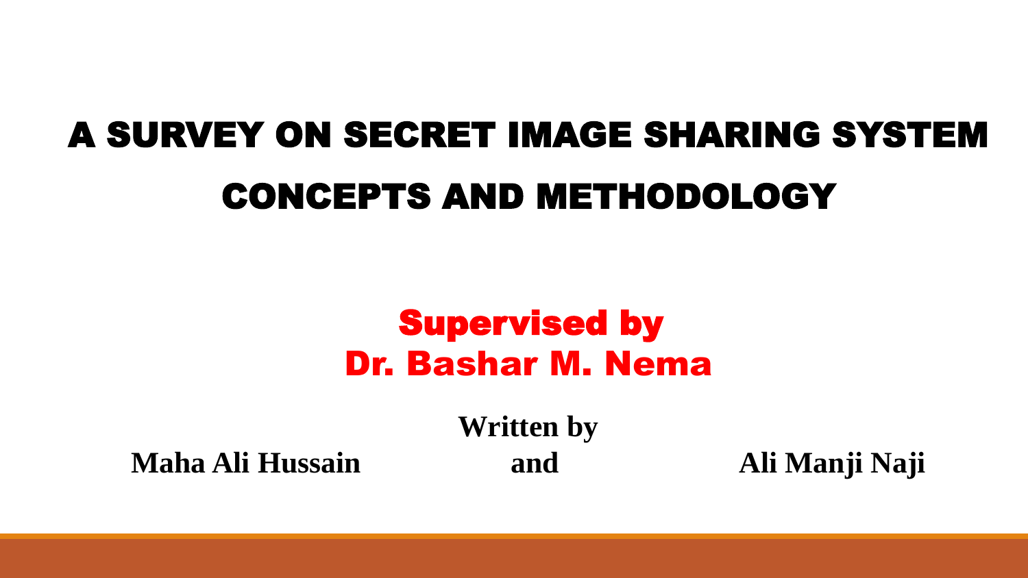# A SURVEY ON SECRET IMAGE SHARING SYSTEM CONCEPTS AND METHODOLOGY

**Supervised by**
**Dr. Bashar M. Nema**

**Written by**

**Maha Ali Hussain** **and** **Ali Manji Naji**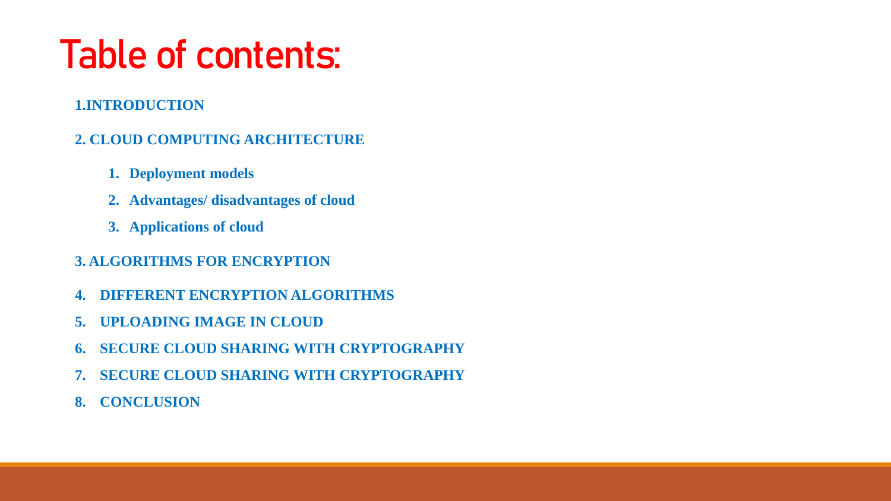# Table of contents:

**1.INTRODUCTION**

**2. CLOUD COMPUTING ARCHITECTURE**

1. **Deployment models**
2. **Advantages/ disadvantages of cloud**
3. **Applications of cloud**

**3. ALGORITHMS FOR ENCRYPTION**

4. **DIFFERENT ENCRYPTION ALGORITHMS**
5. **UPLOADING IMAGE IN CLOUD**
6. **SECURE CLOUD SHARING WITH CRYPTOGRAPHY**
7. **SECURE CLOUD SHARING WITH CRYPTOGRAPHY**
8. **CONCLUSION**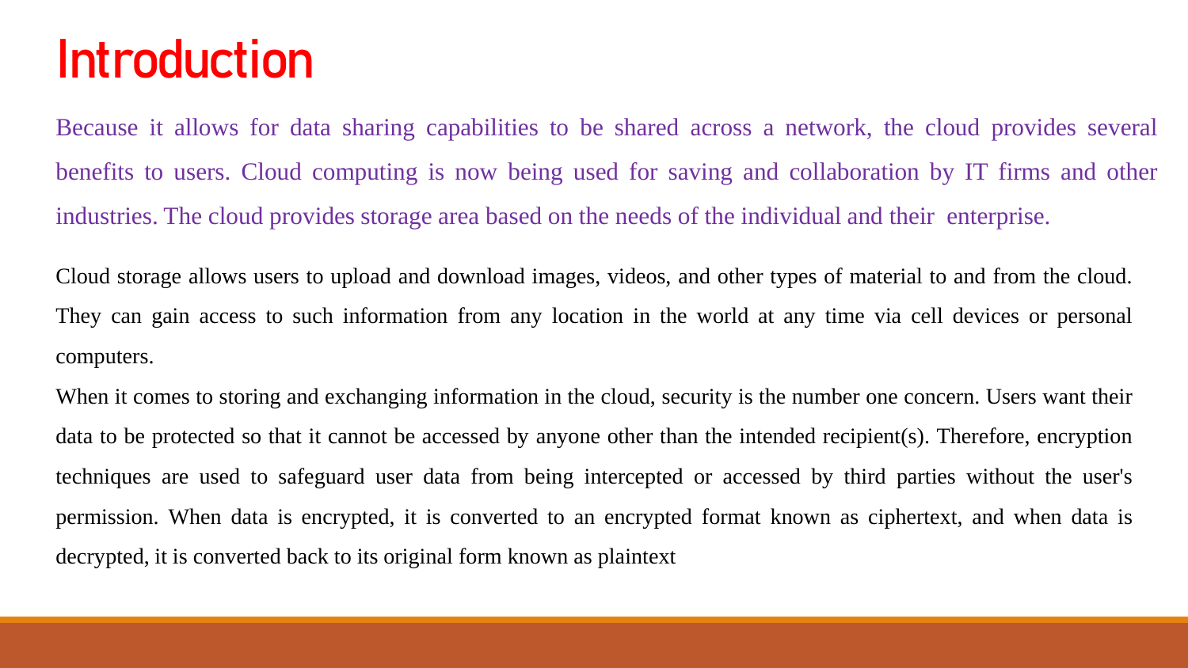# Introduction

Because it allows for data sharing capabilities to be shared across a network, the cloud provides several benefits to users. Cloud computing is now being used for saving and collaboration by IT firms and other industries. The cloud provides storage area based on the needs of the individual and their enterprise.

Cloud storage allows users to upload and download images, videos, and other types of material to and from the cloud. They can gain access to such information from any location in the world at any time via cell devices or personal computers.

When it comes to storing and exchanging information in the cloud, security is the number one concern. Users want their data to be protected so that it cannot be accessed by anyone other than the intended recipient(s). Therefore, encryption techniques are used to safeguard user data from being intercepted or accessed by third parties without the user's permission. When data is encrypted, it is converted to an encrypted format known as ciphertext, and when data is decrypted, it is converted back to its original form known as plaintext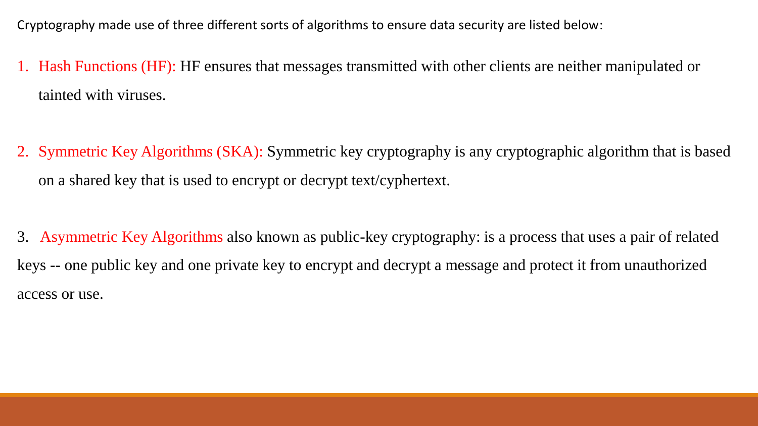Cryptography made use of three different sorts of algorithms to ensure data security are listed below:

1. Hash Functions (HF): HF ensures that messages transmitted with other clients are neither manipulated or tainted with viruses.

2. Symmetric Key Algorithms (SKA): Symmetric key cryptography is any cryptographic algorithm that is based on a shared key that is used to encrypt or decrypt text/cyphertext.

3. Asymmetric Key Algorithms also known as public-key cryptography: is a process that uses a pair of related keys -- one public key and one private key to encrypt and decrypt a message and protect it from unauthorized access or use.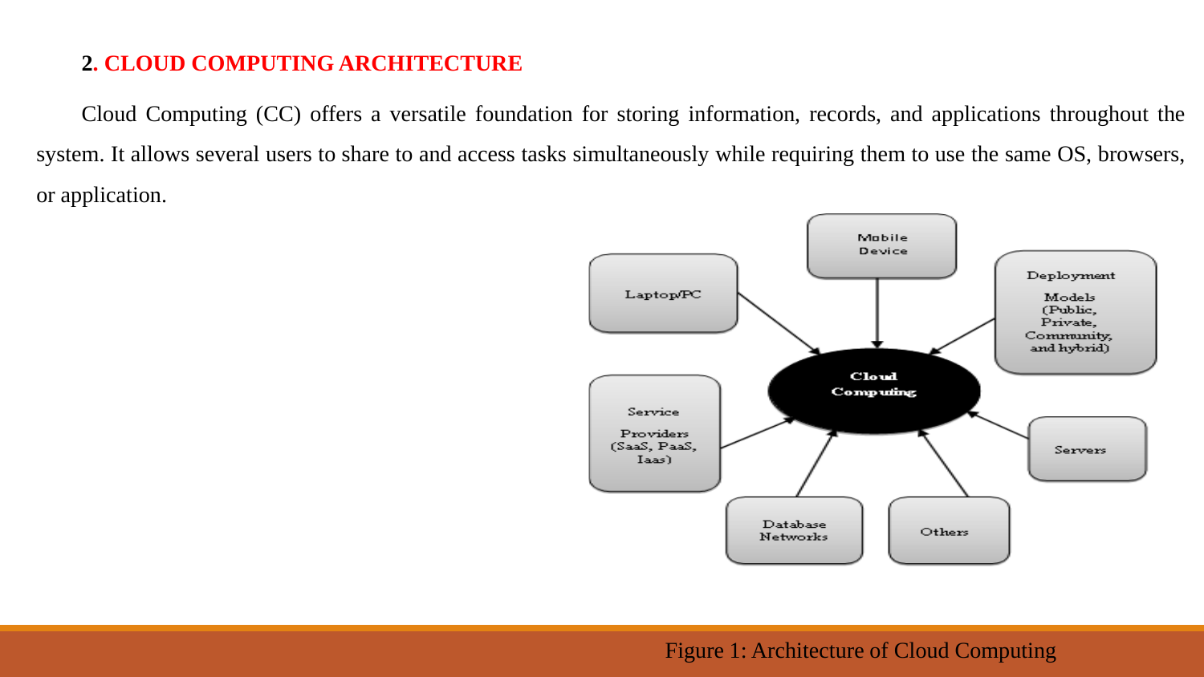## 2. CLOUD COMPUTING ARCHITECTURE

Cloud Computing (CC) offers a versatile foundation for storing information, records, and applications throughout the system. It allows several users to share to and access tasks simultaneously while requiring them to use the same OS, browsers, or application.

Mobile Device

Laptop/PC

Deployment Models (Public, Private, Community, and hybrid)

Cloud Computing

Service Providers (SaaS, PaaS, Iaas)

Servers

Database Networks

Others

Figure 1: Architecture of Cloud Computing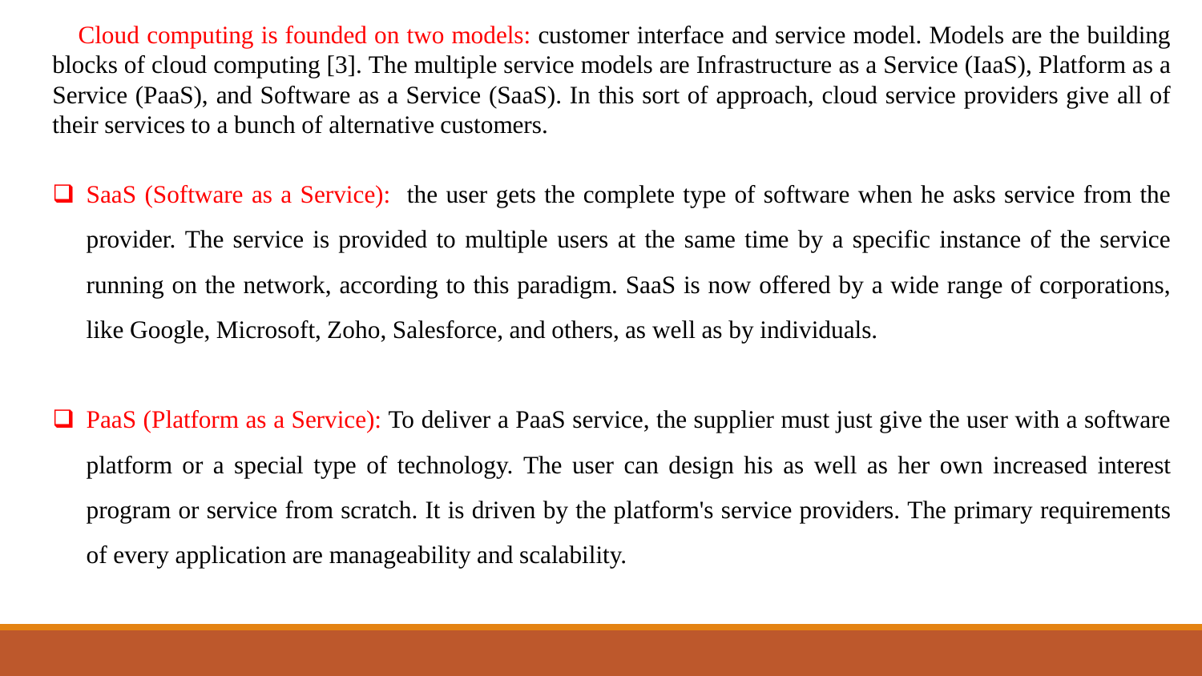Cloud computing is founded on two models: customer interface and service model. Models are the building blocks of cloud computing [3]. The multiple service models are Infrastructure as a Service (IaaS), Platform as a Service (PaaS), and Software as a Service (SaaS). In this sort of approach, cloud service providers give all of their services to a bunch of alternative customers.

- SaaS (Software as a Service): the user gets the complete type of software when he asks service from the provider. The service is provided to multiple users at the same time by a specific instance of the service running on the network, according to this paradigm. SaaS is now offered by a wide range of corporations, like Google, Microsoft, Zoho, Salesforce, and others, as well as by individuals.

- PaaS (Platform as a Service): To deliver a PaaS service, the supplier must just give the user with a software platform or a special type of technology. The user can design his as well as her own increased interest program or service from scratch. It is driven by the platform's service providers. The primary requirements of every application are manageability and scalability.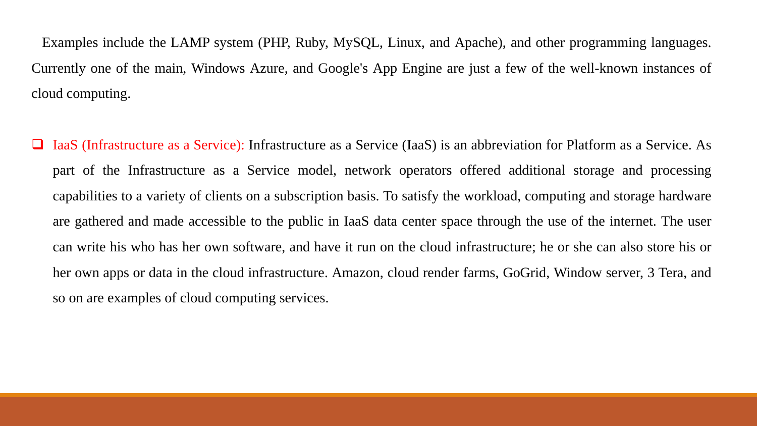Examples include the LAMP system (PHP, Ruby, MySQL, Linux, and Apache), and other programming languages. Currently one of the main, Windows Azure, and Google's App Engine are just a few of the well-known instances of cloud computing.

- IaaS (Infrastructure as a Service): Infrastructure as a Service (IaaS) is an abbreviation for Platform as a Service. As part of the Infrastructure as a Service model, network operators offered additional storage and processing capabilities to a variety of clients on a subscription basis. To satisfy the workload, computing and storage hardware are gathered and made accessible to the public in IaaS data center space through the use of the internet. The user can write his who has her own software, and have it run on the cloud infrastructure; he or she can also store his or her own apps or data in the cloud infrastructure. Amazon, cloud render farms, GoGrid, Window server, 3 Tera, and so on are examples of cloud computing services.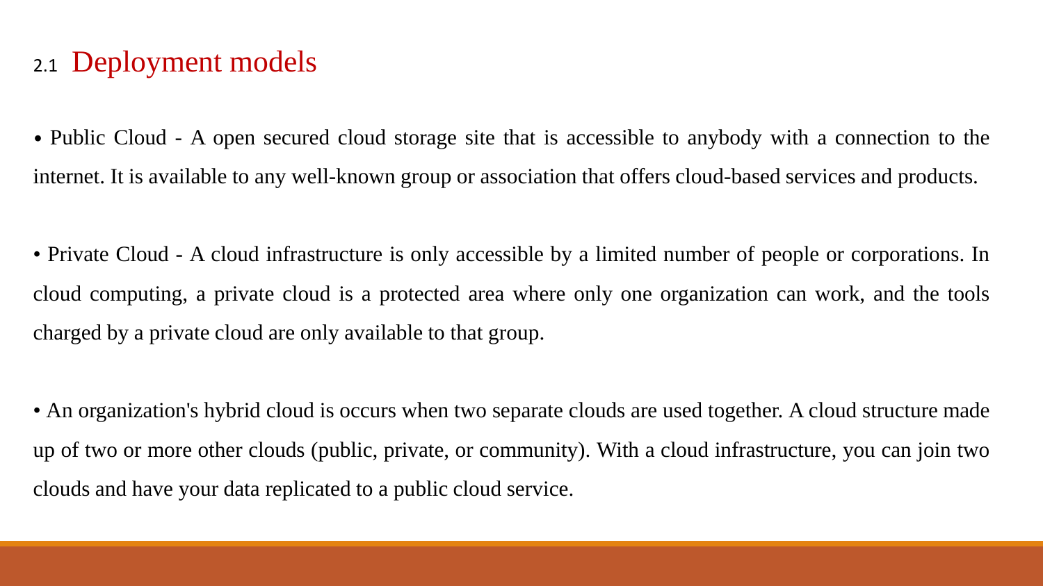## 2.1 Deployment models

- Public Cloud - A open secured cloud storage site that is accessible to anybody with a connection to the internet. It is available to any well-known group or association that offers cloud-based services and products.

- Private Cloud - A cloud infrastructure is only accessible by a limited number of people or corporations. In cloud computing, a private cloud is a protected area where only one organization can work, and the tools charged by a private cloud are only available to that group.

- An organization's hybrid cloud is occurs when two separate clouds are used together. A cloud structure made up of two or more other clouds (public, private, or community). With a cloud infrastructure, you can join two clouds and have your data replicated to a public cloud service.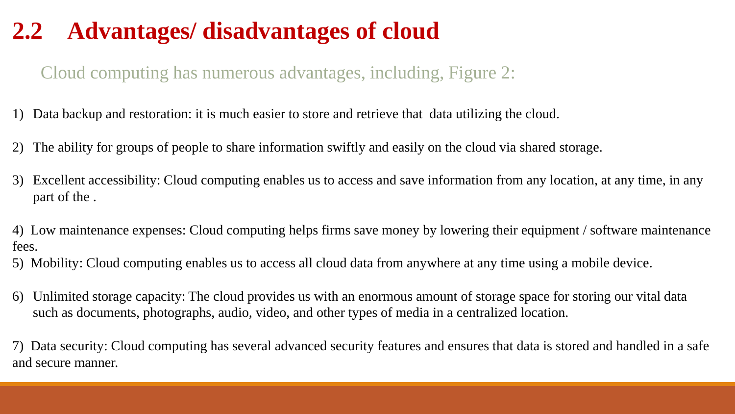# 2.2 Advantages/ disadvantages of cloud

Cloud computing has numerous advantages, including, Figure 2:

1) Data backup and restoration: it is much easier to store and retrieve that data utilizing the cloud.

2) The ability for groups of people to share information swiftly and easily on the cloud via shared storage.

3) Excellent accessibility: Cloud computing enables us to access and save information from any location, at any time, in any part of the .

4) Low maintenance expenses: Cloud computing helps firms save money by lowering their equipment / software maintenance fees.

5) Mobility: Cloud computing enables us to access all cloud data from anywhere at any time using a mobile device.

6) Unlimited storage capacity: The cloud provides us with an enormous amount of storage space for storing our vital data such as documents, photographs, audio, video, and other types of media in a centralized location.

7) Data security: Cloud computing has several advanced security features and ensures that data is stored and handled in a safe and secure manner.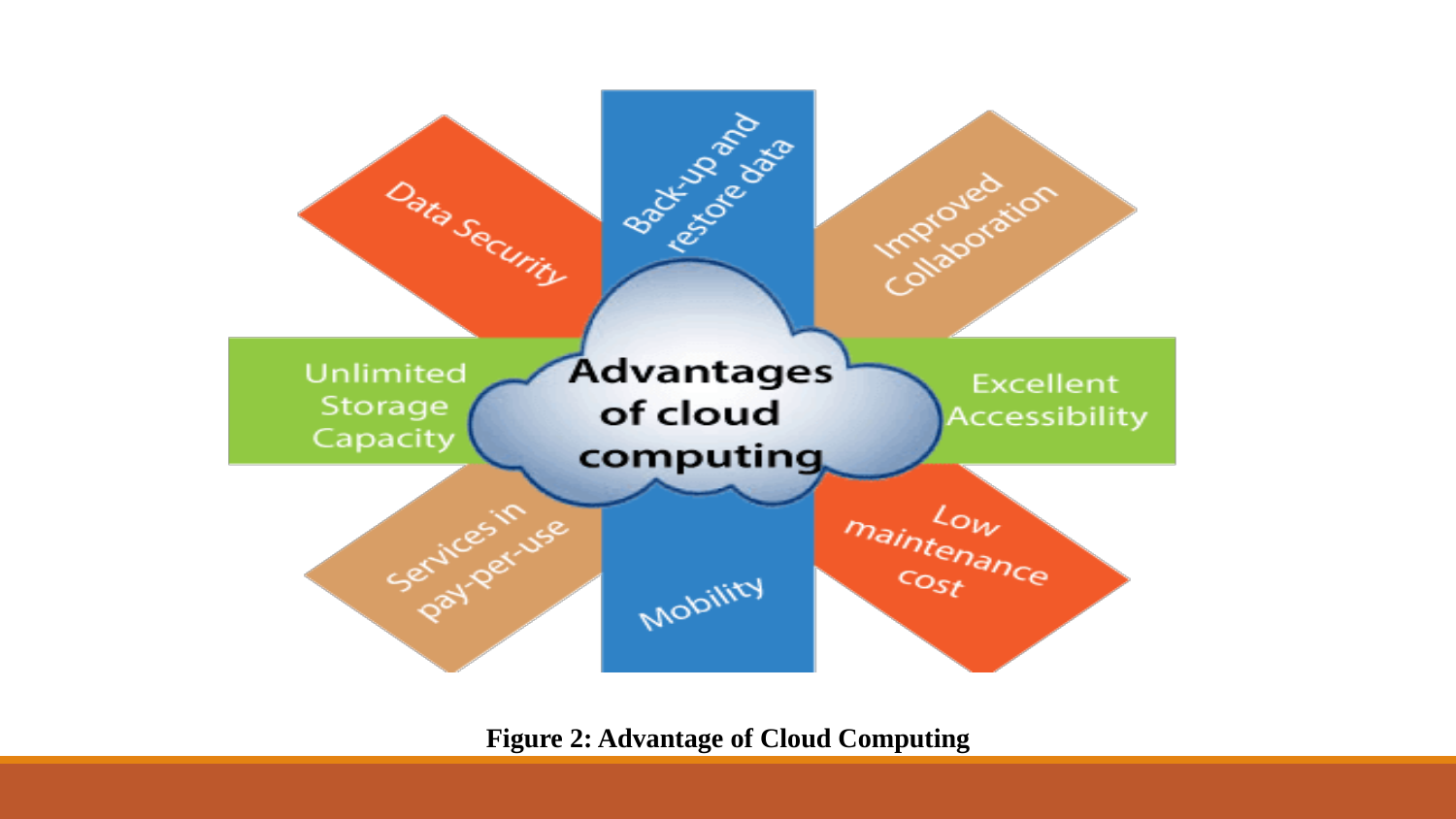Advantages of cloud computing

Back-up and restore data

Improved Collaboration

Excellent Accessibility

Low maintenance cost

Mobility

Services in pay-per-use

Unlimited Storage Capacity

Data Security

**Figure 2: Advantage of Cloud Computing**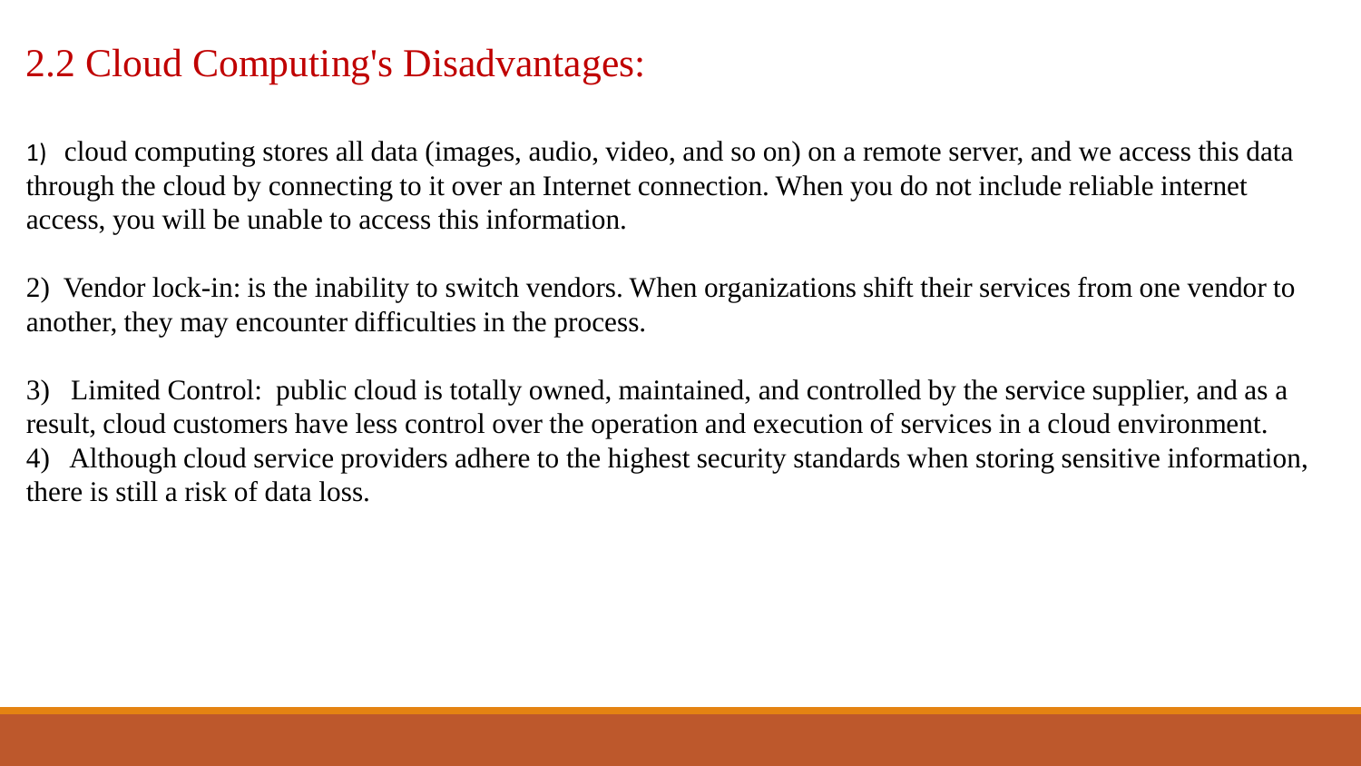## 2.2 Cloud Computing's Disadvantages:

1) cloud computing stores all data (images, audio, video, and so on) on a remote server, and we access this data through the cloud by connecting to it over an Internet connection. When you do not include reliable internet access, you will be unable to access this information.

2) Vendor lock-in: is the inability to switch vendors. When organizations shift their services from one vendor to another, they may encounter difficulties in the process.

3) Limited Control: public cloud is totally owned, maintained, and controlled by the service supplier, and as a result, cloud customers have less control over the operation and execution of services in a cloud environment.

4) Although cloud service providers adhere to the highest security standards when storing sensitive information, there is still a risk of data loss.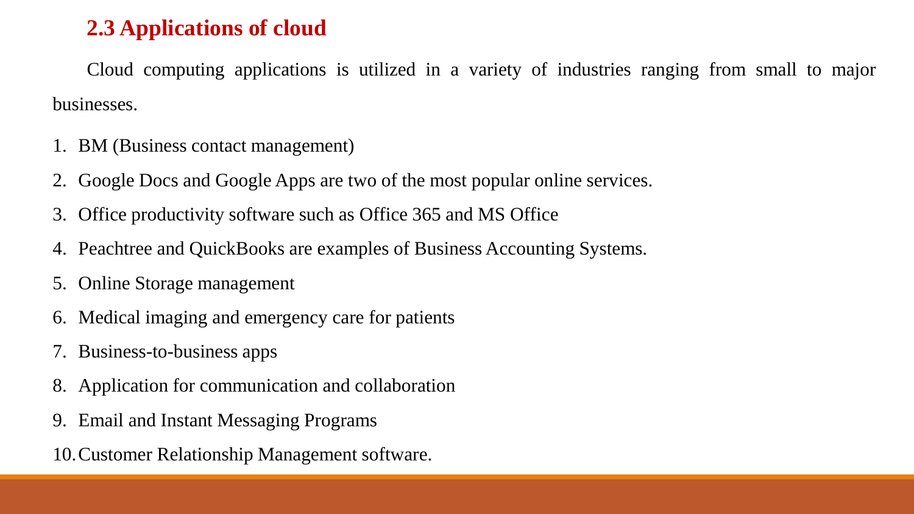## 2.3 Applications of cloud

Cloud computing applications is utilized in a variety of industries ranging from small to major businesses.

1. BM (Business contact management)
2. Google Docs and Google Apps are two of the most popular online services.
3. Office productivity software such as Office 365 and MS Office
4. Peachtree and QuickBooks are examples of Business Accounting Systems.
5. Online Storage management
6. Medical imaging and emergency care for patients
7. Business-to-business apps
8. Application for communication and collaboration
9. Email and Instant Messaging Programs
10. Customer Relationship Management software.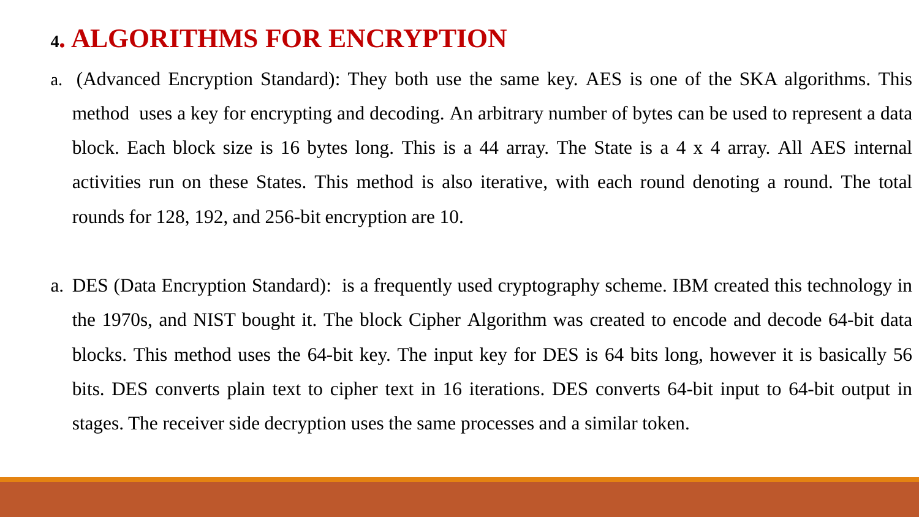## 4. ALGORITHMS FOR ENCRYPTION

a. (Advanced Encryption Standard): They both use the same key. AES is one of the SKA algorithms. This method uses a key for encrypting and decoding. An arbitrary number of bytes can be used to represent a data block. Each block size is 16 bytes long. This is a 44 array. The State is a 4 x 4 array. All AES internal activities run on these States. This method is also iterative, with each round denoting a round. The total rounds for 128, 192, and 256-bit encryption are 10.

a. DES (Data Encryption Standard): is a frequently used cryptography scheme. IBM created this technology in the 1970s, and NIST bought it. The block Cipher Algorithm was created to encode and decode 64-bit data blocks. This method uses the 64-bit key. The input key for DES is 64 bits long, however it is basically 56 bits. DES converts plain text to cipher text in 16 iterations. DES converts 64-bit input to 64-bit output in stages. The receiver side decryption uses the same processes and a similar token.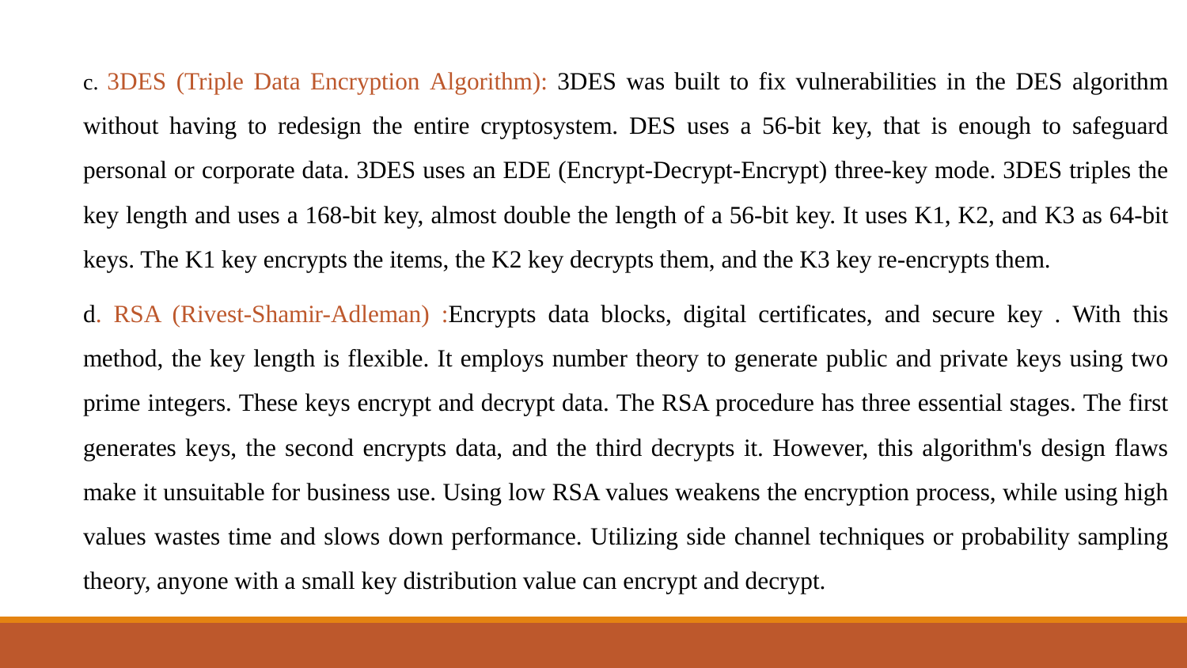c. 3DES (Triple Data Encryption Algorithm): 3DES was built to fix vulnerabilities in the DES algorithm without having to redesign the entire cryptosystem. DES uses a 56-bit key, that is enough to safeguard personal or corporate data. 3DES uses an EDE (Encrypt-Decrypt-Encrypt) three-key mode. 3DES triples the key length and uses a 168-bit key, almost double the length of a 56-bit key. It uses K1, K2, and K3 as 64-bit keys. The K1 key encrypts the items, the K2 key decrypts them, and the K3 key re-encrypts them.

d. RSA (Rivest-Shamir-Adleman) :Encrypts data blocks, digital certificates, and secure key . With this method, the key length is flexible. It employs number theory to generate public and private keys using two prime integers. These keys encrypt and decrypt data. The RSA procedure has three essential stages. The first generates keys, the second encrypts data, and the third decrypts it. However, this algorithm's design flaws make it unsuitable for business use. Using low RSA values weakens the encryption process, while using high values wastes time and slows down performance. Utilizing side channel techniques or probability sampling theory, anyone with a small key distribution value can encrypt and decrypt.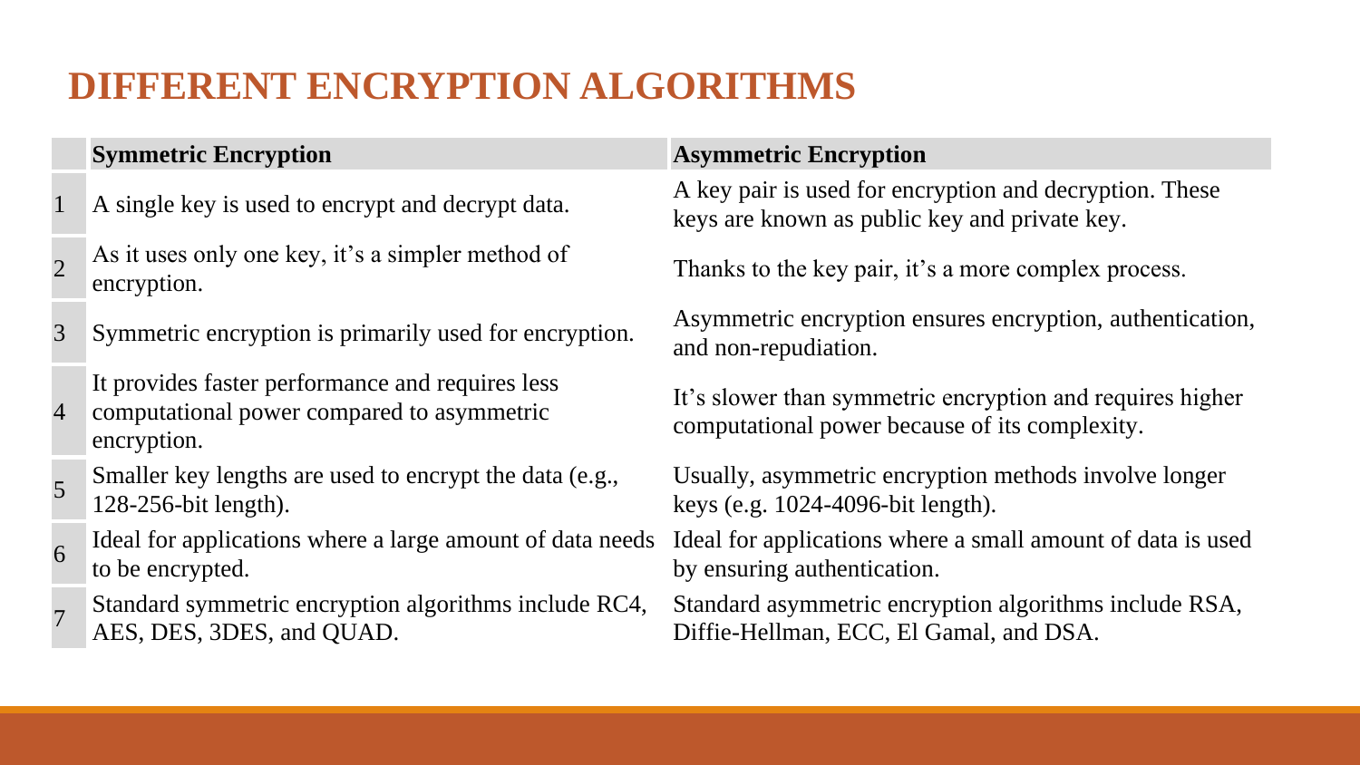# DIFFERENT ENCRYPTION ALGORITHMS

| | Symmetric Encryption | Asymmetric Encryption |
|---|---|---|
| 1 | A single key is used to encrypt and decrypt data. | A key pair is used for encryption and decryption. These keys are known as public key and private key. |
| 2 | As it uses only one key, it's a simpler method of encryption. | Thanks to the key pair, it's a more complex process. |
| 3 | Symmetric encryption is primarily used for encryption. | Asymmetric encryption ensures encryption, authentication, and non-repudiation. |
| 4 | It provides faster performance and requires less computational power compared to asymmetric encryption. | It's slower than symmetric encryption and requires higher computational power because of its complexity. |
| 5 | Smaller key lengths are used to encrypt the data (e.g., 128-256-bit length). | Usually, asymmetric encryption methods involve longer keys (e.g. 1024-4096-bit length). |
| 6 | Ideal for applications where a large amount of data needs to be encrypted. | Ideal for applications where a small amount of data is used by ensuring authentication. |
| 7 | Standard symmetric encryption algorithms include RC4, AES, DES, 3DES, and QUAD. | Standard asymmetric encryption algorithms include RSA, Diffie-Hellman, ECC, El Gamal, and DSA. |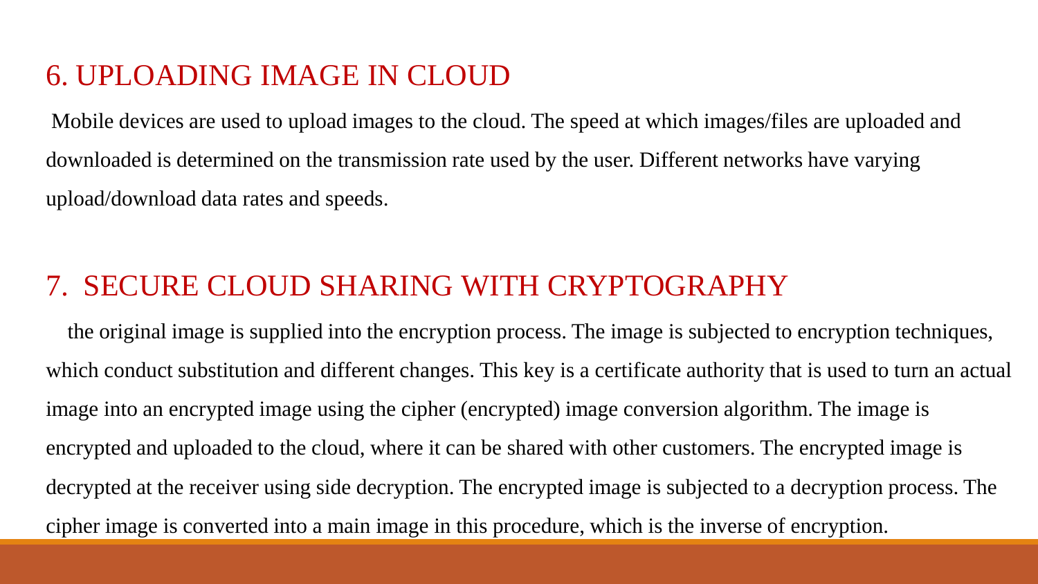## 6. UPLOADING IMAGE IN CLOUD

Mobile devices are used to upload images to the cloud. The speed at which images/files are uploaded and downloaded is determined on the transmission rate used by the user. Different networks have varying upload/download data rates and speeds.

## 7. SECURE CLOUD SHARING WITH CRYPTOGRAPHY

the original image is supplied into the encryption process. The image is subjected to encryption techniques, which conduct substitution and different changes. This key is a certificate authority that is used to turn an actual image into an encrypted image using the cipher (encrypted) image conversion algorithm. The image is encrypted and uploaded to the cloud, where it can be shared with other customers. The encrypted image is decrypted at the receiver using side decryption. The encrypted image is subjected to a decryption process. The cipher image is converted into a main image in this procedure, which is the inverse of encryption.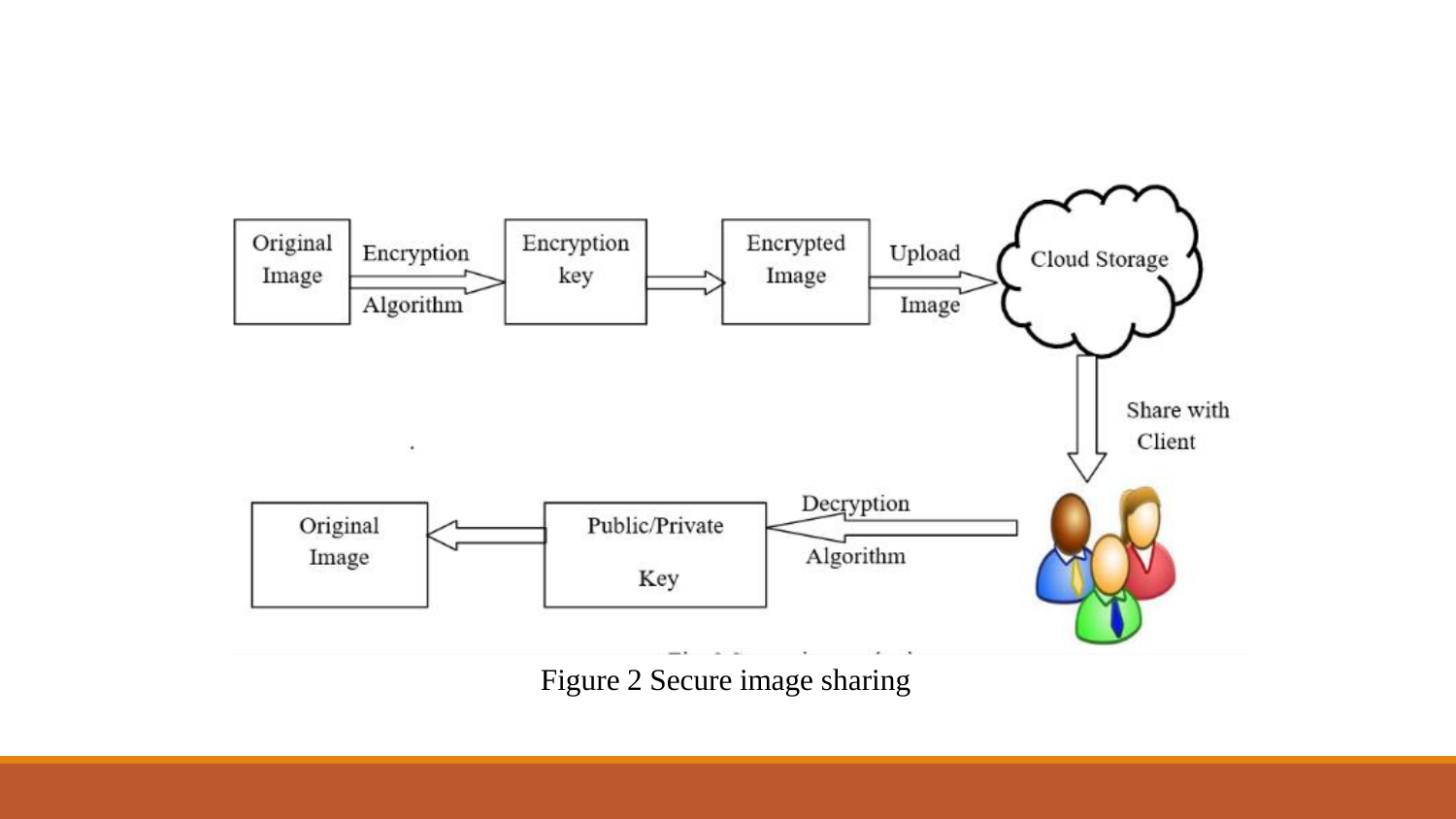Original Image

Encryption Algorithm

Encryption key

Encrypted Image

Upload Image

Cloud Storage

Share with Client

Decryption Algorithm

Public/Private Key

Original Image

Figure 2 Secure image sharing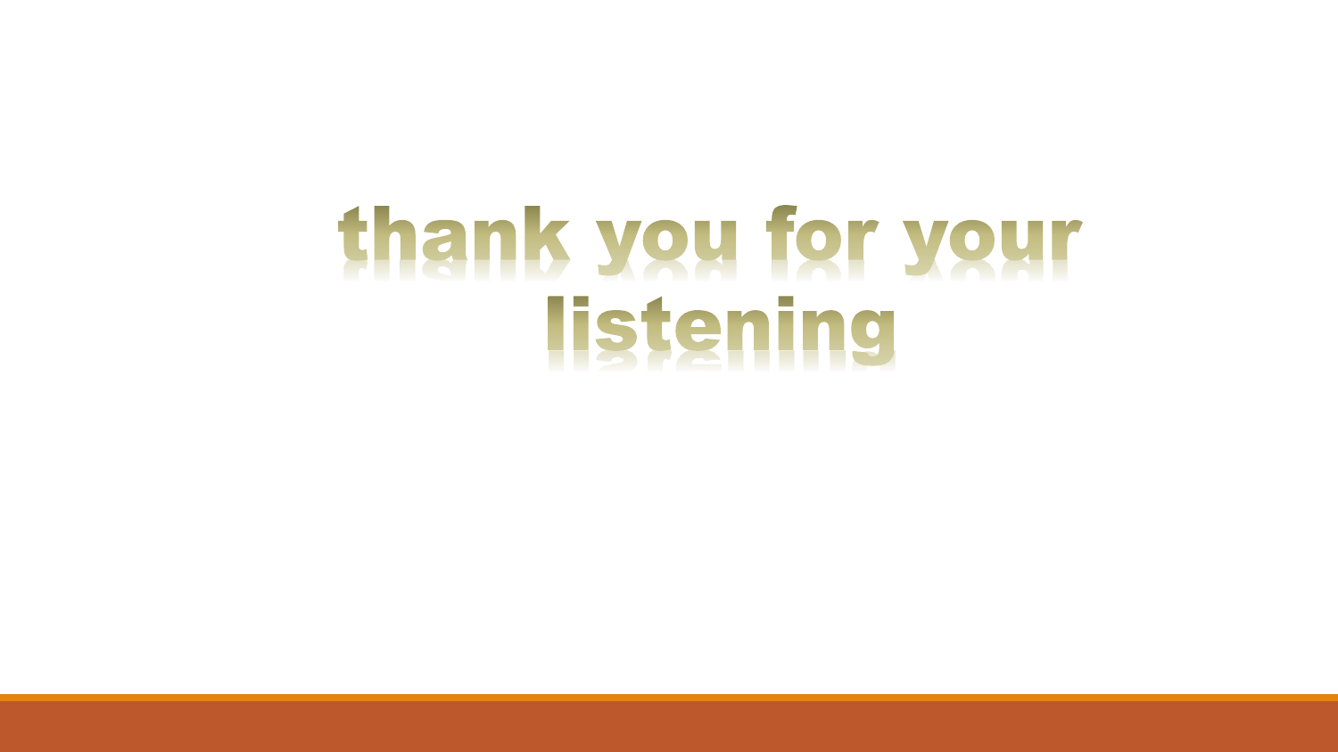# thank you for your listening